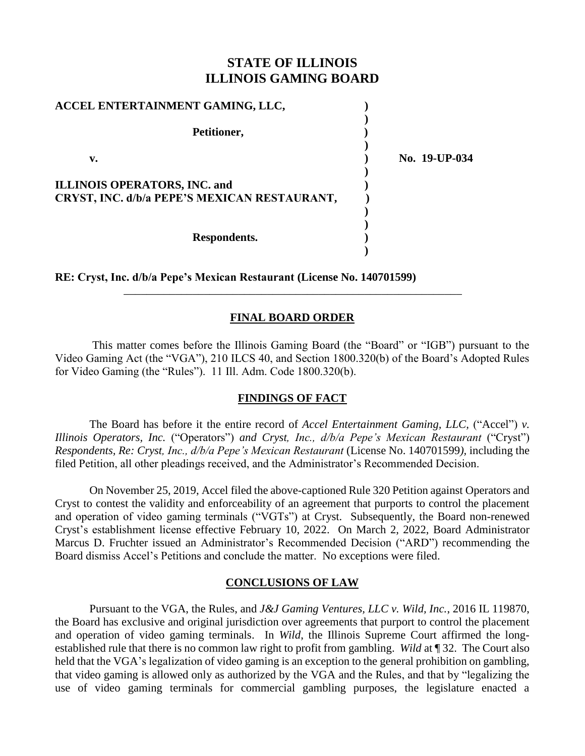# STATE OF ILLINOIS
# ILLINOIS GAMING BOARD

| | | |
|---|---|---|
| **ACCEL ENTERTAINMENT GAMING, LLC,** | ) | |
| | ) | |
| **Petitioner,** | ) | |
| | ) | |
| **v.** | ) | **No. 19-UP-034** |
| | ) | |
| **ILLINOIS OPERATORS, INC. and** | ) | |
| **CRYST, INC. d/b/a PEPE'S MEXICAN RESTAURANT,** | ) | |
| | ) | |
| | ) | |
| **Respondents.** | ) | |
| | ) | |

**RE: Cryst, Inc. d/b/a Pepe's Mexican Restaurant (License No. 140701599)**

## FINAL BOARD ORDER

This matter comes before the Illinois Gaming Board (the "Board" or "IGB") pursuant to the Video Gaming Act (the "VGA"), 210 ILCS 40, and Section 1800.320(b) of the Board's Adopted Rules for Video Gaming (the "Rules"). 11 Ill. Adm. Code 1800.320(b).

## FINDINGS OF FACT

The Board has before it the entire record of *Accel Entertainment Gaming, LLC,* ("Accel") *v. Illinois Operators, Inc.* ("Operators") *and Cryst, Inc., d/b/a Pepe's Mexican Restaurant* ("Cryst") *Respondents, Re: Cryst, Inc., d/b/a Pepe's Mexican Restaurant* (License No. 140701599)*,* including the filed Petition, all other pleadings received, and the Administrator's Recommended Decision.

On November 25, 2019, Accel filed the above-captioned Rule 320 Petition against Operators and Cryst to contest the validity and enforceability of an agreement that purports to control the placement and operation of video gaming terminals ("VGTs") at Cryst. Subsequently, the Board non-renewed Cryst's establishment license effective February 10, 2022. On March 2, 2022, Board Administrator Marcus D. Fruchter issued an Administrator's Recommended Decision ("ARD") recommending the Board dismiss Accel's Petitions and conclude the matter. No exceptions were filed.

## CONCLUSIONS OF LAW

Pursuant to the VGA, the Rules, and *J&J Gaming Ventures, LLC v. Wild, Inc.*, 2016 IL 119870, the Board has exclusive and original jurisdiction over agreements that purport to control the placement and operation of video gaming terminals. In *Wild*, the Illinois Supreme Court affirmed the long-established rule that there is no common law right to profit from gambling. *Wild* at ¶ 32. The Court also held that the VGA's legalization of video gaming is an exception to the general prohibition on gambling, that video gaming is allowed only as authorized by the VGA and the Rules, and that by "legalizing the use of video gaming terminals for commercial gambling purposes, the legislature enacted a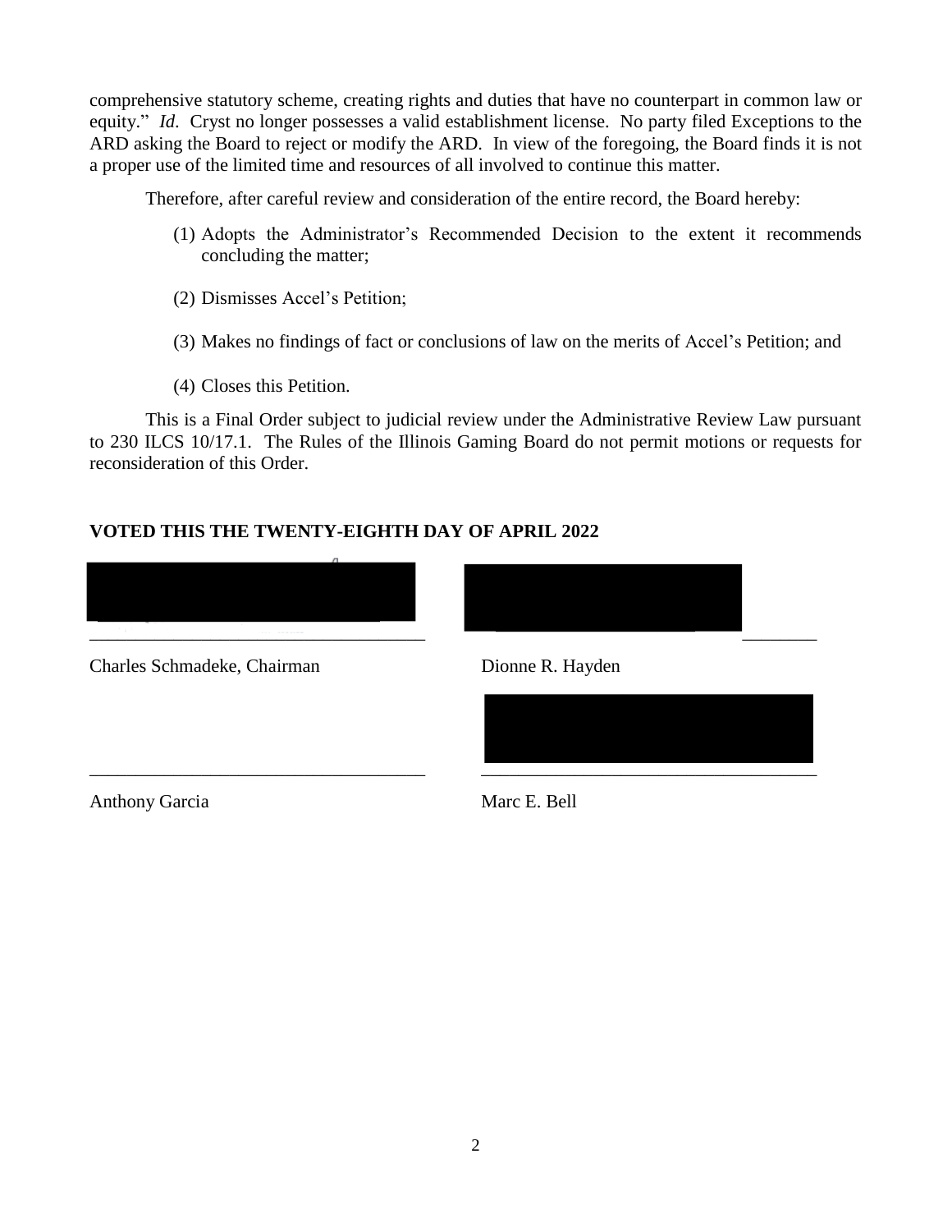comprehensive statutory scheme, creating rights and duties that have no counterpart in common law or equity." *Id.* Cryst no longer possesses a valid establishment license. No party filed Exceptions to the ARD asking the Board to reject or modify the ARD. In view of the foregoing, the Board finds it is not a proper use of the limited time and resources of all involved to continue this matter.

Therefore, after careful review and consideration of the entire record, the Board hereby:

(1) Adopts the Administrator's Recommended Decision to the extent it recommends concluding the matter;

(2) Dismisses Accel's Petition;

(3) Makes no findings of fact or conclusions of law on the merits of Accel's Petition; and

(4) Closes this Petition.

This is a Final Order subject to judicial review under the Administrative Review Law pursuant to 230 ILCS 10/17.1. The Rules of the Illinois Gaming Board do not permit motions or requests for reconsideration of this Order.

**VOTED THIS THE TWENTY-EIGHTH DAY OF APRIL 2022**

\_\_\_\_\_\_\_\_\_\_\_\_\_\_\_\_\_\_\_\_\_\_\_\_\_\_\_\_\_\_\_\_\_\_\_
Charles Schmadeke, Chairman

\_\_\_\_\_\_\_\_\_\_\_\_\_\_\_\_\_\_\_\_\_\_\_\_\_\_\_\_\_\_\_\_\_\_\_
Dionne R. Hayden

\_\_\_\_\_\_\_\_\_\_\_\_\_\_\_\_\_\_\_\_\_\_\_\_\_\_\_\_\_\_\_\_\_\_\_
Anthony Garcia

\_\_\_\_\_\_\_\_\_\_\_\_\_\_\_\_\_\_\_\_\_\_\_\_\_\_\_\_\_\_\_\_\_\_\_
Marc E. Bell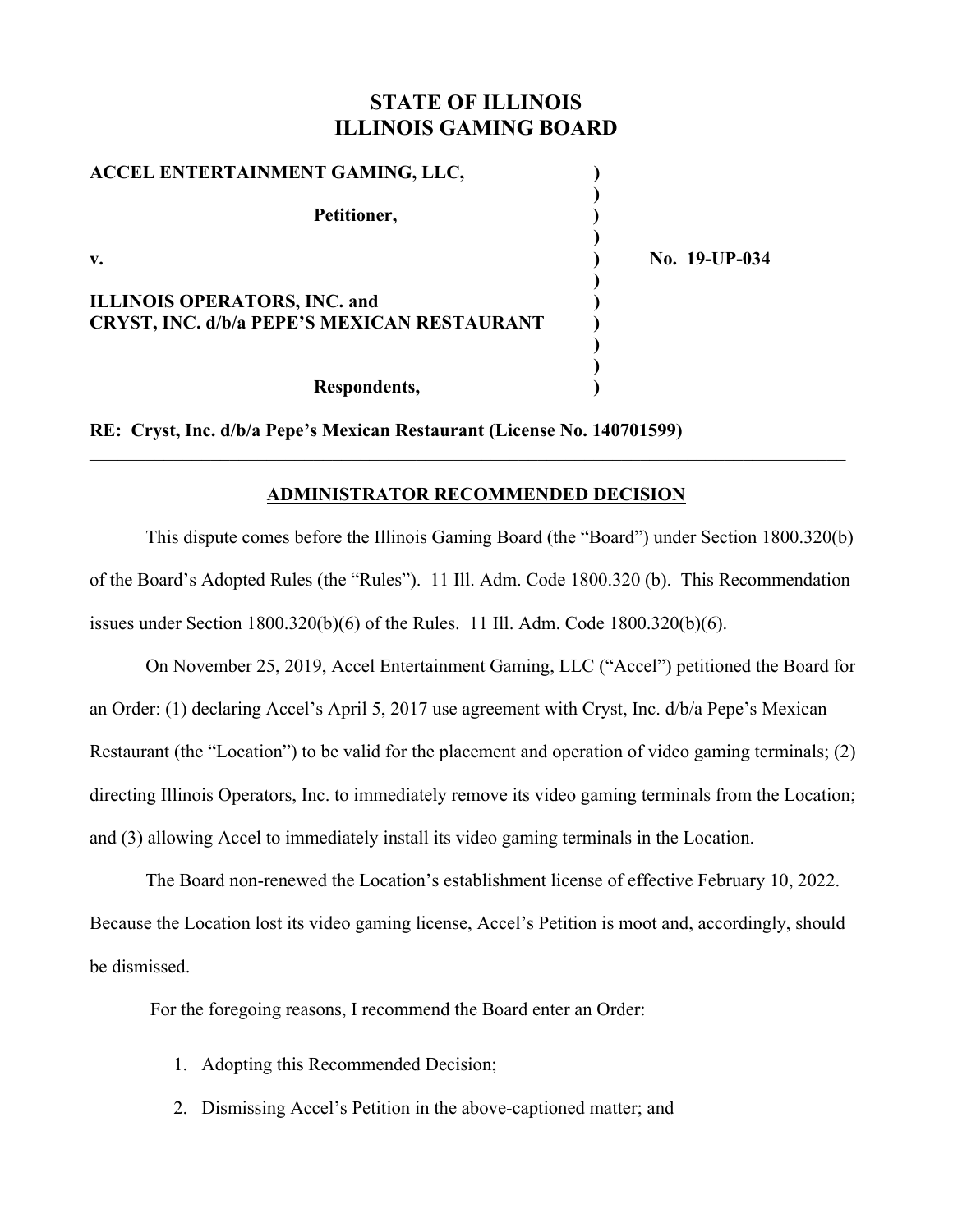# STATE OF ILLINOIS
# ILLINOIS GAMING BOARD

**ACCEL ENTERTAINMENT GAMING, LLC,**

**Petitioner,**

**v.**

**ILLINOIS OPERATORS, INC. and**
**CRYST, INC. d/b/a PEPE'S MEXICAN RESTAURANT**

**Respondents,**

**No. 19-UP-034**

**RE: Cryst, Inc. d/b/a Pepe's Mexican Restaurant (License No. 140701599)**

---

## ADMINISTRATOR RECOMMENDED DECISION

This dispute comes before the Illinois Gaming Board (the "Board") under Section 1800.320(b) of the Board's Adopted Rules (the "Rules"). 11 Ill. Adm. Code 1800.320 (b). This Recommendation issues under Section 1800.320(b)(6) of the Rules. 11 Ill. Adm. Code 1800.320(b)(6).

On November 25, 2019, Accel Entertainment Gaming, LLC ("Accel") petitioned the Board for an Order: (1) declaring Accel's April 5, 2017 use agreement with Cryst, Inc. d/b/a Pepe's Mexican Restaurant (the "Location") to be valid for the placement and operation of video gaming terminals; (2) directing Illinois Operators, Inc. to immediately remove its video gaming terminals from the Location; and (3) allowing Accel to immediately install its video gaming terminals in the Location.

The Board non-renewed the Location's establishment license of effective February 10, 2022. Because the Location lost its video gaming license, Accel's Petition is moot and, accordingly, should be dismissed.

For the foregoing reasons, I recommend the Board enter an Order:

1. Adopting this Recommended Decision;
2. Dismissing Accel's Petition in the above-captioned matter; and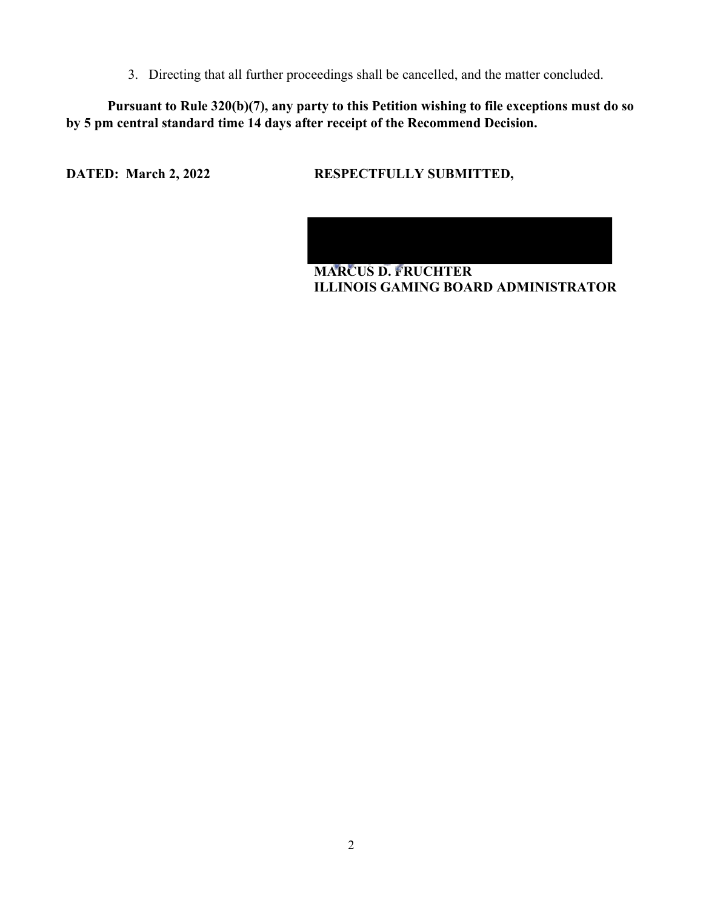3. Directing that all further proceedings shall be cancelled, and the matter concluded.

**Pursuant to Rule 320(b)(7), any party to this Petition wishing to file exceptions must do so by 5 pm central standard time 14 days after receipt of the Recommend Decision.**

**DATED: March 2, 2022**

**RESPECTFULLY SUBMITTED,**

**MARCUS D. FRUCHTER**
**ILLINOIS GAMING BOARD ADMINISTRATOR**